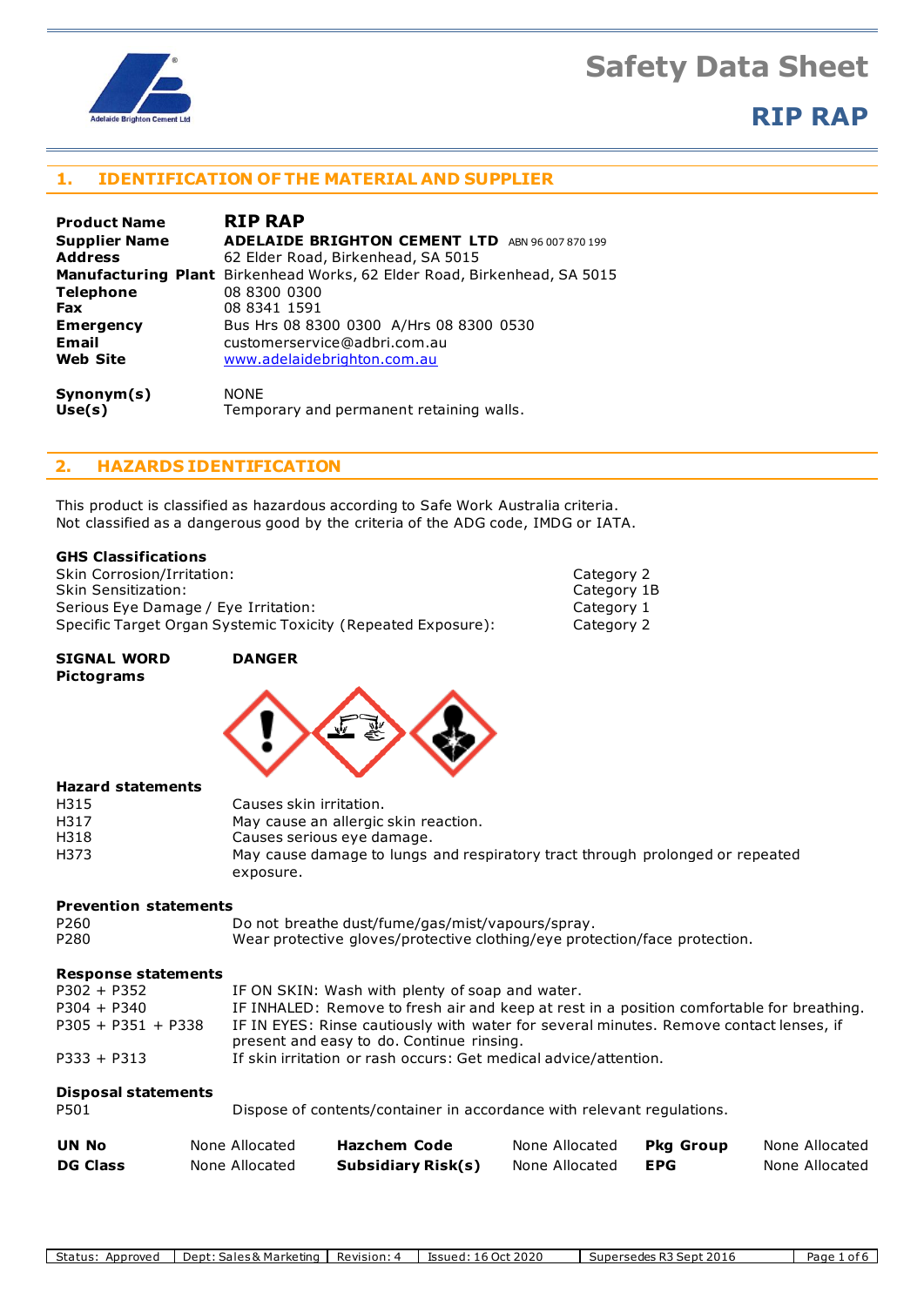# Safety Data Sheet

# RIP RAP

## 1. IDENTIFICATION OF THE MATERIAL AND SUPPLIER

| | |
|---|---|
| **Product Name** | **RIP RAP** |
| **Supplier Name** | **ADELAIDE BRIGHTON CEMENT LTD** ABN 96 007 870 199 |
| **Address** | 62 Elder Road, Birkenhead, SA 5015 |
| **Manufacturing Plant** | Birkenhead Works, 62 Elder Road, Birkenhead, SA 5015 |
| **Telephone** | 08 8300 0300 |
| **Fax** | 08 8341 1591 |
| **Emergency** | Bus Hrs 08 8300 0300 A/Hrs 08 8300 0530 |
| **Email** | customerservice@adbri.com.au |
| **Web Site** | www.adelaidebrighton.com.au |
| **Synonym(s)** | NONE |
| **Use(s)** | Temporary and permanent retaining walls. |

## 2. HAZARDS IDENTIFICATION

This product is classified as hazardous according to Safe Work Australia criteria.
Not classified as a dangerous good by the criteria of the ADG code, IMDG or IATA.

**GHS Classifications**

| | |
|---|---|
| Skin Corrosion/Irritation: | Category 2 |
| Skin Sensitization: | Category 1B |
| Serious Eye Damage / Eye Irritation: | Category 1 |
| Specific Target Organ Systemic Toxicity (Repeated Exposure): | Category 2 |

**SIGNAL WORD** **DANGER**

**Pictograms**

**Hazard statements**

| | |
|---|---|
| H315 | Causes skin irritation. |
| H317 | May cause an allergic skin reaction. |
| H318 | Causes serious eye damage. |
| H373 | May cause damage to lungs and respiratory tract through prolonged or repeated exposure. |

**Prevention statements**

| | |
|---|---|
| P260 | Do not breathe dust/fume/gas/mist/vapours/spray. |
| P280 | Wear protective gloves/protective clothing/eye protection/face protection. |

**Response statements**

| | |
|---|---|
| P302 + P352 | IF ON SKIN: Wash with plenty of soap and water. |
| P304 + P340 | IF INHALED: Remove to fresh air and keep at rest in a position comfortable for breathing. |
| P305 + P351 + P338 | IF IN EYES: Rinse cautiously with water for several minutes. Remove contact lenses, if present and easy to do. Continue rinsing. |
| P333 + P313 | If skin irritation or rash occurs: Get medical advice/attention. |

**Disposal statements**

| | |
|---|---|
| P501 | Dispose of contents/container in accordance with relevant regulations. |

| | | | | | |
|---|---|---|---|---|---|
| **UN No** | None Allocated | **Hazchem Code** | None Allocated | **Pkg Group** | None Allocated |
| **DG Class** | None Allocated | **Subsidiary Risk(s)** | None Allocated | **EPG** | None Allocated |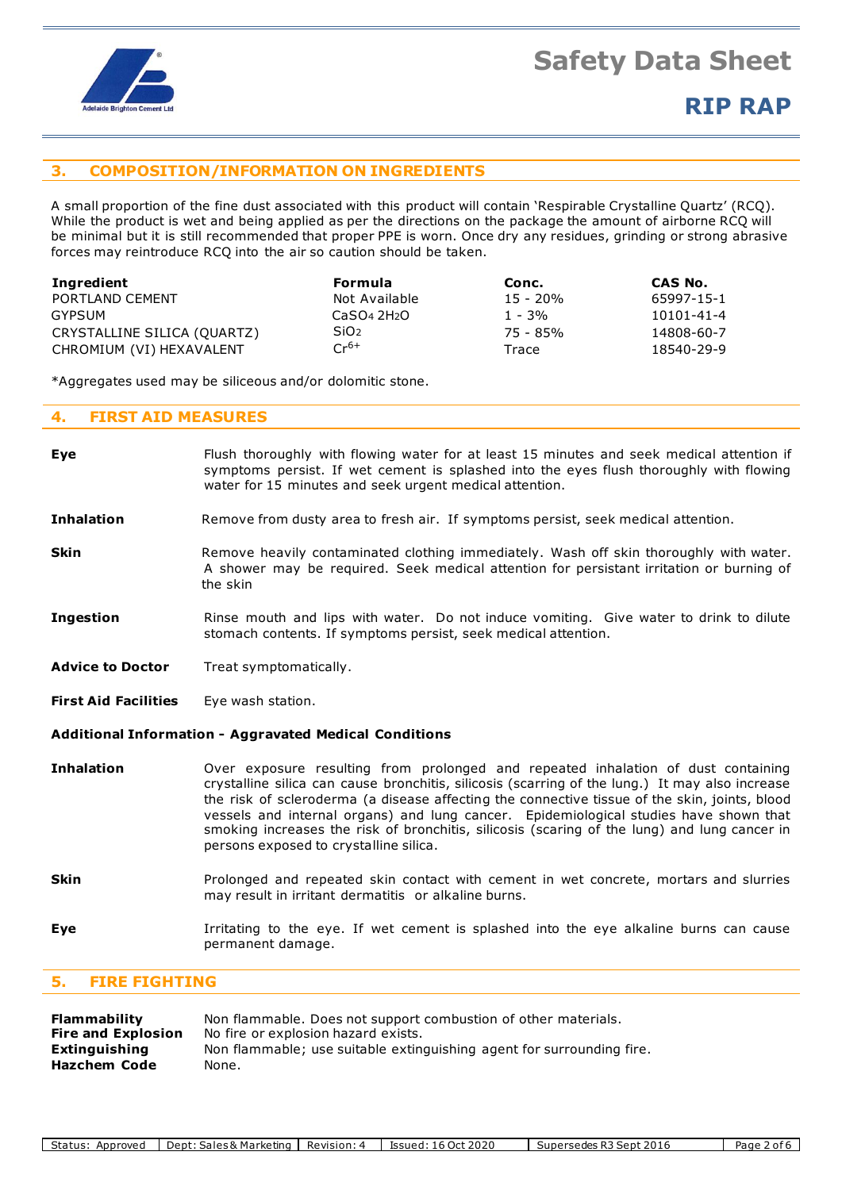## 3. COMPOSITION/INFORMATION ON INGREDIENTS

A small proportion of the fine dust associated with this product will contain 'Respirable Crystalline Quartz' (RCQ). While the product is wet and being applied as per the directions on the package the amount of airborne RCQ will be minimal but it is still recommended that proper PPE is worn. Once dry any residues, grinding or strong abrasive forces may reintroduce RCQ into the air so caution should be taken.

| Ingredient | Formula | Conc. | CAS No. |
|---|---|---|---|
| PORTLAND CEMENT | Not Available | 15 - 20% | 65997-15-1 |
| GYPSUM | $CaSO_4\ 2H_2O$ | 1 - 3% | 10101-41-4 |
| CRYSTALLINE SILICA (QUARTZ) | $SiO_2$ | 75 - 85% | 14808-60-7 |
| CHROMIUM (VI) HEXAVALENT | $Cr^{6+}$ | Trace | 18540-29-9 |

*Aggregates used may be siliceous and/or dolomitic stone.

## 4. FIRST AID MEASURES

**Eye** — Flush thoroughly with flowing water for at least 15 minutes and seek medical attention if symptoms persist. If wet cement is splashed into the eyes flush thoroughly with flowing water for 15 minutes and seek urgent medical attention.

**Inhalation** — Remove from dusty area to fresh air. If symptoms persist, seek medical attention.

**Skin** — Remove heavily contaminated clothing immediately. Wash off skin thoroughly with water. A shower may be required. Seek medical attention for persistant irritation or burning of the skin

**Ingestion** — Rinse mouth and lips with water. Do not induce vomiting. Give water to drink to dilute stomach contents. If symptoms persist, seek medical attention.

**Advice to Doctor** — Treat symptomatically.

**First Aid Facilities** — Eye wash station.

### Additional Information - Aggravated Medical Conditions

**Inhalation** — Over exposure resulting from prolonged and repeated inhalation of dust containing crystalline silica can cause bronchitis, silicosis (scarring of the lung.) It may also increase the risk of scleroderma (a disease affecting the connective tissue of the skin, joints, blood vessels and internal organs) and lung cancer. Epidemiological studies have shown that smoking increases the risk of bronchitis, silicosis (scaring of the lung) and lung cancer in persons exposed to crystalline silica.

**Skin** — Prolonged and repeated skin contact with cement in wet concrete, mortars and slurries may result in irritant dermatitis or alkaline burns.

**Eye** — Irritating to the eye. If wet cement is splashed into the eye alkaline burns can cause permanent damage.

## 5. FIRE FIGHTING

**Flammability** — Non flammable. Does not support combustion of other materials.
**Fire and Explosion** — No fire or explosion hazard exists.
**Extinguishing** — Non flammable; use suitable extinguishing agent for surrounding fire.
**Hazchem Code** — None.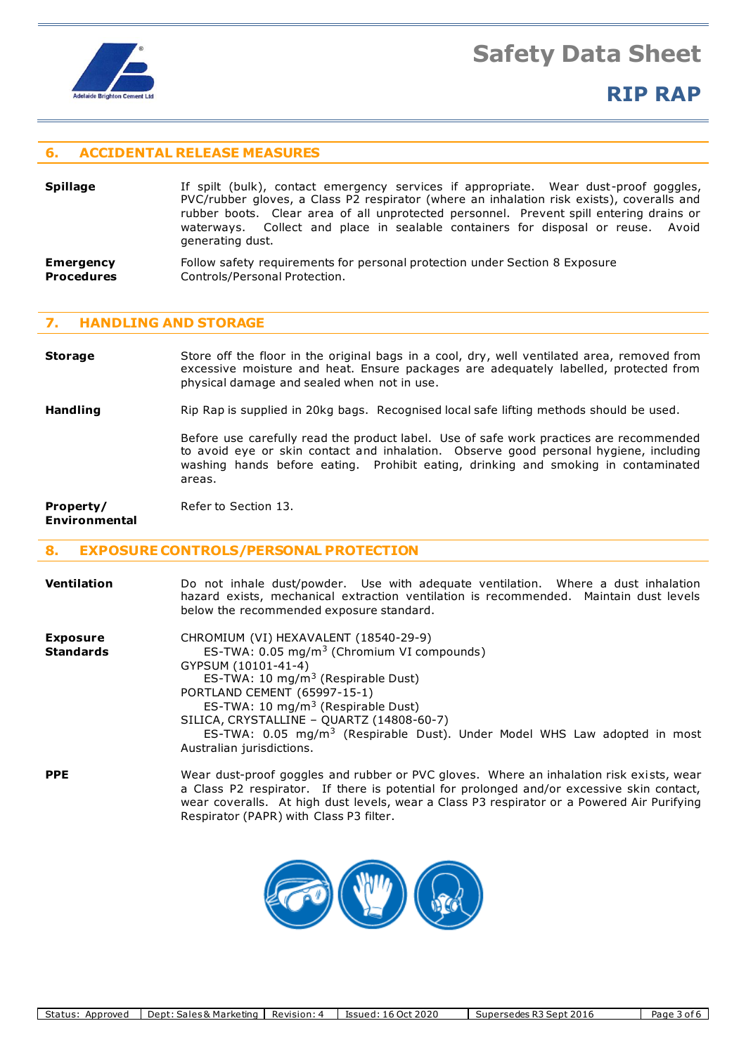## 6. ACCIDENTAL RELEASE MEASURES

**Spillage**

If spilt (bulk), contact emergency services if appropriate. Wear dust-proof goggles, PVC/rubber gloves, a Class P2 respirator (where an inhalation risk exists), coveralls and rubber boots. Clear area of all unprotected personnel. Prevent spill entering drains or waterways. Collect and place in sealable containers for disposal or reuse. Avoid generating dust.

**Emergency Procedures**

Follow safety requirements for personal protection under Section 8 Exposure Controls/Personal Protection.

## 7. HANDLING AND STORAGE

**Storage**

Store off the floor in the original bags in a cool, dry, well ventilated area, removed from excessive moisture and heat. Ensure packages are adequately labelled, protected from physical damage and sealed when not in use.

**Handling**

Rip Rap is supplied in 20kg bags. Recognised local safe lifting methods should be used.

Before use carefully read the product label. Use of safe work practices are recommended to avoid eye or skin contact and inhalation. Observe good personal hygiene, including washing hands before eating. Prohibit eating, drinking and smoking in contaminated areas.

**Property/ Environmental**

Refer to Section 13.

## 8. EXPOSURE CONTROLS/PERSONAL PROTECTION

**Ventilation**

Do not inhale dust/powder. Use with adequate ventilation. Where a dust inhalation hazard exists, mechanical extraction ventilation is recommended. Maintain dust levels below the recommended exposure standard.

**Exposure Standards**

CHROMIUM (VI) HEXAVALENT (18540-29-9)
ES-TWA: 0.05 mg/m$^3$ (Chromium VI compounds)
GYPSUM (10101-41-4)
ES-TWA: 10 mg/m$^3$ (Respirable Dust)
PORTLAND CEMENT (65997-15-1)
ES-TWA: 10 mg/m$^3$ (Respirable Dust)
SILICA, CRYSTALLINE – QUARTZ (14808-60-7)
ES-TWA: 0.05 mg/m$^3$ (Respirable Dust). Under Model WHS Law adopted in most Australian jurisdictions.

**PPE**

Wear dust-proof goggles and rubber or PVC gloves. Where an inhalation risk exists, wear a Class P2 respirator. If there is potential for prolonged and/or excessive skin contact, wear coveralls. At high dust levels, wear a Class P3 respirator or a Powered Air Purifying Respirator (PAPR) with Class P3 filter.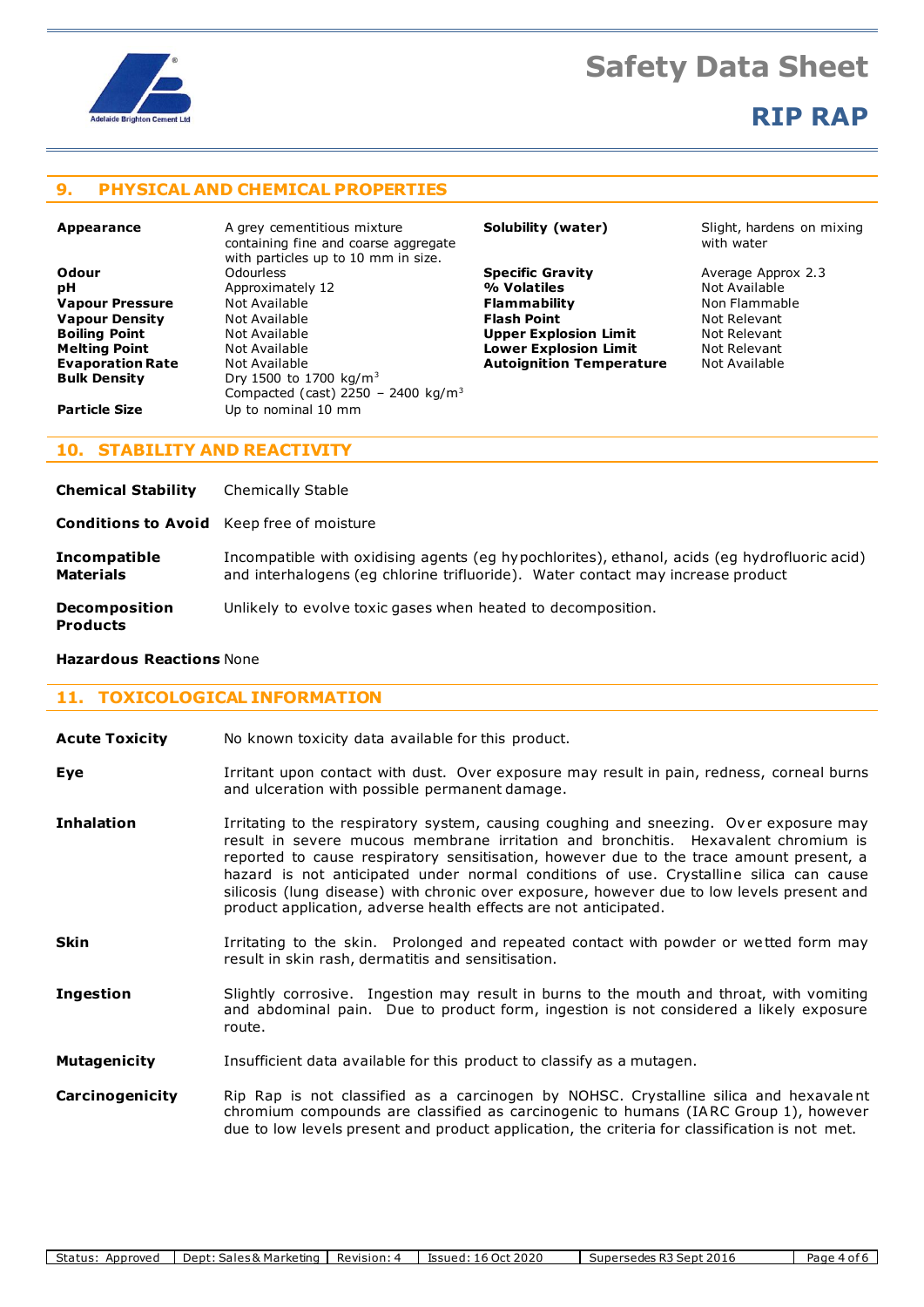## 9. PHYSICAL AND CHEMICAL PROPERTIES

| | |
|---|---|
| **Appearance** | A grey cementitious mixture containing fine and coarse aggregate with particles up to 10 mm in size. |
| **Odour** | Odourless |
| **pH** | Approximately 12 |
| **Vapour Pressure** | Not Available |
| **Vapour Density** | Not Available |
| **Boiling Point** | Not Available |
| **Melting Point** | Not Available |
| **Evaporation Rate** | Not Available |
| **Bulk Density** | Dry 1500 to 1700 kg/m$^3$<br>Compacted (cast) 2250 – 2400 kg/m$^3$ |
| **Particle Size** | Up to nominal 10 mm |
| **Solubility (water)** | Slight, hardens on mixing with water |
| **Specific Gravity** | Average Approx 2.3 |
| **% Volatiles** | Not Available |
| **Flammability** | Non Flammable |
| **Flash Point** | Not Relevant |
| **Upper Explosion Limit** | Not Relevant |
| **Lower Explosion Limit** | Not Relevant |
| **Autoignition Temperature** | Not Available |

## 10. STABILITY AND REACTIVITY

**Chemical Stability** Chemically Stable

**Conditions to Avoid** Keep free of moisture

**Incompatible Materials** Incompatible with oxidising agents (eg hypochlorites), ethanol, acids (eg hydrofluoric acid) and interhalogens (eg chlorine trifluoride). Water contact may increase product

**Decomposition Products** Unlikely to evolve toxic gases when heated to decomposition.

**Hazardous Reactions** None

## 11. TOXICOLOGICAL INFORMATION

**Acute Toxicity** No known toxicity data available for this product.

**Eye** Irritant upon contact with dust. Over exposure may result in pain, redness, corneal burns and ulceration with possible permanent damage.

**Inhalation** Irritating to the respiratory system, causing coughing and sneezing. Over exposure may result in severe mucous membrane irritation and bronchitis. Hexavalent chromium is reported to cause respiratory sensitisation, however due to the trace amount present, a hazard is not anticipated under normal conditions of use. Crystalline silica can cause silicosis (lung disease) with chronic over exposure, however due to low levels present and product application, adverse health effects are not anticipated.

**Skin** Irritating to the skin. Prolonged and repeated contact with powder or wetted form may result in skin rash, dermatitis and sensitisation.

**Ingestion** Slightly corrosive. Ingestion may result in burns to the mouth and throat, with vomiting and abdominal pain. Due to product form, ingestion is not considered a likely exposure route.

**Mutagenicity** Insufficient data available for this product to classify as a mutagen.

**Carcinogenicity** Rip Rap is not classified as a carcinogen by NOHSC. Crystalline silica and hexavalent chromium compounds are classified as carcinogenic to humans (IARC Group 1), however due to low levels present and product application, the criteria for classification is not met.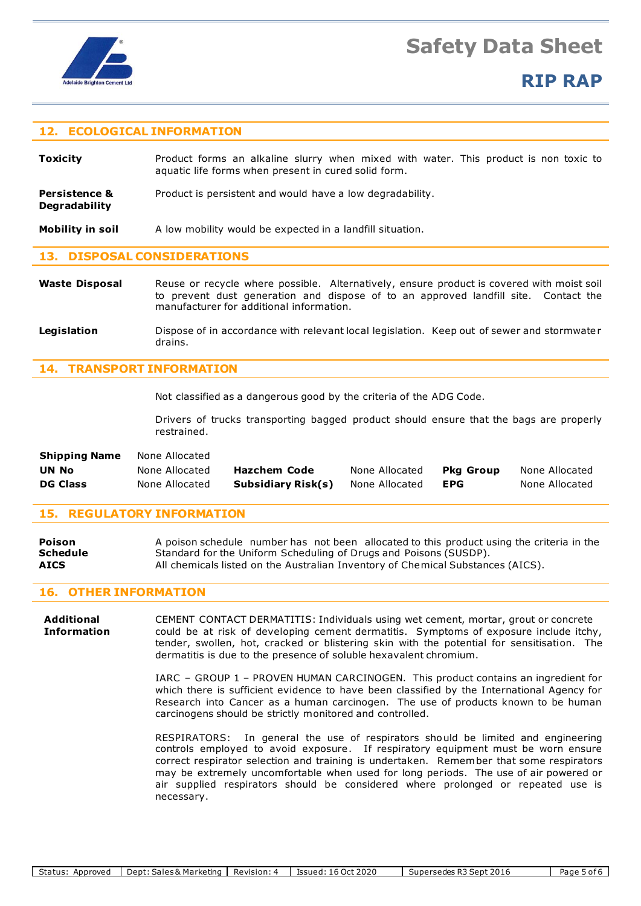## 12. ECOLOGICAL INFORMATION

**Toxicity**

Product forms an alkaline slurry when mixed with water. This product is non toxic to aquatic life forms when present in cured solid form.

**Persistence & Degradability**

Product is persistent and would have a low degradability.

**Mobility in soil**

A low mobility would be expected in a landfill situation.

## 13. DISPOSAL CONSIDERATIONS

**Waste Disposal**

Reuse or recycle where possible. Alternatively, ensure product is covered with moist soil to prevent dust generation and dispose of to an approved landfill site. Contact the manufacturer for additional information.

**Legislation**

Dispose of in accordance with relevant local legislation. Keep out of sewer and stormwater drains.

## 14. TRANSPORT INFORMATION

Not classified as a dangerous good by the criteria of the ADG Code.

Drivers of trucks transporting bagged product should ensure that the bags are properly restrained.

| **Shipping Name** | None Allocated | | | | |
|---|---|---|---|---|---|
| **UN No** | None Allocated | **Hazchem Code** | None Allocated | **Pkg Group** | None Allocated |
| **DG Class** | None Allocated | **Subsidiary Risk(s)** | None Allocated | **EPG** | None Allocated |

## 15. REGULATORY INFORMATION

**Poison Schedule**

A poison schedule number has not been allocated to this product using the criteria in the Standard for the Uniform Scheduling of Drugs and Poisons (SUSDP).

**AICS**

All chemicals listed on the Australian Inventory of Chemical Substances (AICS).

## 16. OTHER INFORMATION

**Additional Information**

CEMENT CONTACT DERMATITIS: Individuals using wet cement, mortar, grout or concrete could be at risk of developing cement dermatitis. Symptoms of exposure include itchy, tender, swollen, hot, cracked or blistering skin with the potential for sensitisation. The dermatitis is due to the presence of soluble hexavalent chromium.

IARC – GROUP 1 – PROVEN HUMAN CARCINOGEN. This product contains an ingredient for which there is sufficient evidence to have been classified by the International Agency for Research into Cancer as a human carcinogen. The use of products known to be human carcinogens should be strictly monitored and controlled.

RESPIRATORS: In general the use of respirators should be limited and engineering controls employed to avoid exposure. If respiratory equipment must be worn ensure correct respirator selection and training is undertaken. Remember that some respirators may be extremely uncomfortable when used for long periods. The use of air powered or air supplied respirators should be considered where prolonged or repeated use is necessary.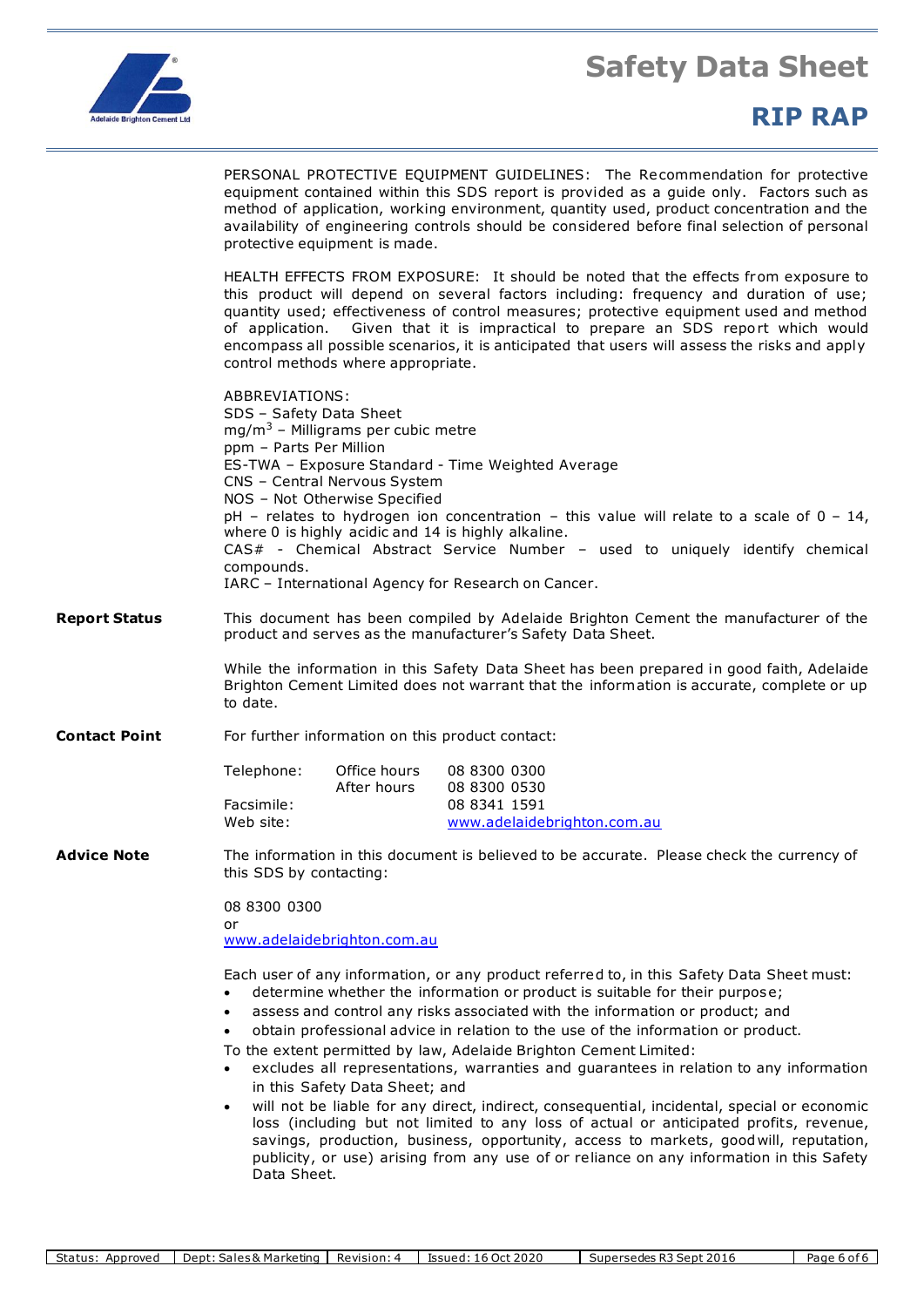PERSONAL PROTECTIVE EQUIPMENT GUIDELINES: The Recommendation for protective equipment contained within this SDS report is provided as a guide only. Factors such as method of application, working environment, quantity used, product concentration and the availability of engineering controls should be considered before final selection of personal protective equipment is made.

HEALTH EFFECTS FROM EXPOSURE: It should be noted that the effects from exposure to this product will depend on several factors including: frequency and duration of use; quantity used; effectiveness of control measures; protective equipment used and method of application. Given that it is impractical to prepare an SDS report which would encompass all possible scenarios, it is anticipated that users will assess the risks and apply control methods where appropriate.

ABBREVIATIONS:
SDS – Safety Data Sheet
$mg/m^3$ – Milligrams per cubic metre
ppm – Parts Per Million
ES-TWA – Exposure Standard - Time Weighted Average
CNS – Central Nervous System
NOS – Not Otherwise Specified
pH – relates to hydrogen ion concentration – this value will relate to a scale of 0 – 14, where 0 is highly acidic and 14 is highly alkaline.
CAS# - Chemical Abstract Service Number – used to uniquely identify chemical compounds.
IARC – International Agency for Research on Cancer.

**Report Status**

This document has been compiled by Adelaide Brighton Cement the manufacturer of the product and serves as the manufacturer's Safety Data Sheet.

While the information in this Safety Data Sheet has been prepared in good faith, Adelaide Brighton Cement Limited does not warrant that the information is accurate, complete or up to date.

**Contact Point**

For further information on this product contact:

| | | |
|---|---|---|
| Telephone: | Office hours | 08 8300 0300 |
| | After hours | 08 8300 0530 |
| Facsimile: | | 08 8341 1591 |
| Web site: | | www.adelaidebrighton.com.au |

**Advice Note**

The information in this document is believed to be accurate. Please check the currency of this SDS by contacting:

08 8300 0300
or
www.adelaidebrighton.com.au

Each user of any information, or any product referred to, in this Safety Data Sheet must:

- determine whether the information or product is suitable for their purpose;
- assess and control any risks associated with the information or product; and
- obtain professional advice in relation to the use of the information or product.

To the extent permitted by law, Adelaide Brighton Cement Limited:

- excludes all representations, warranties and guarantees in relation to any information in this Safety Data Sheet; and
- will not be liable for any direct, indirect, consequential, incidental, special or economic loss (including but not limited to any loss of actual or anticipated profits, revenue, savings, production, business, opportunity, access to markets, goodwill, reputation, publicity, or use) arising from any use of or reliance on any information in this Safety Data Sheet.